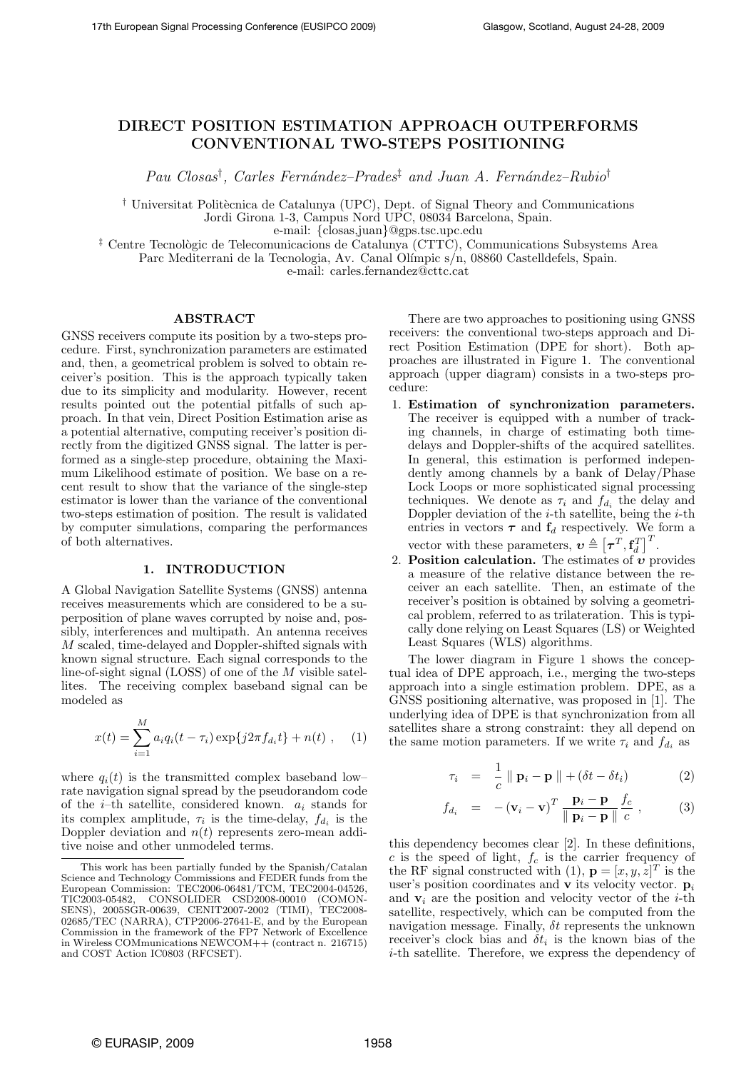# DIRECT POSITION ESTIMATION APPROACH OUTPERFORMS CONVENTIONAL TWO-STEPS POSITIONING

*Pau Closas*[†], *Carles Fernández–Prades*[‡] *and Juan A. Fernández–Rubio*[†]

[†] Universitat Politècnica de Catalunya (UPC), Dept. of Signal Theory and Communications
Jordi Girona 1-3, Campus Nord UPC, 08034 Barcelona, Spain.
e-mail: {closas,juan}@gps.tsc.upc.edu

[‡] Centre Tecnològic de Telecomunicacions de Catalunya (CTTC), Communications Subsystems Area
Parc Mediterrani de la Tecnologia, Av. Canal Olímpic s/n, 08860 Castelldefels, Spain.
e-mail: carles.fernandez@cttc.cat

## ABSTRACT

GNSS receivers compute its position by a two-steps procedure. First, synchronization parameters are estimated and, then, a geometrical problem is solved to obtain receiver's position. This is the approach typically taken due to its simplicity and modularity. However, recent results pointed out the potential pitfalls of such approach. In that vein, Direct Position Estimation arise as a potential alternative, computing receiver's position directly from the digitized GNSS signal. The latter is performed as a single-step procedure, obtaining the Maximum Likelihood estimate of position. We base on a recent result to show that the variance of the single-step estimator is lower than the variance of the conventional two-steps estimation of position. The result is validated by computer simulations, comparing the performances of both alternatives.

## 1. INTRODUCTION

A Global Navigation Satellite Systems (GNSS) antenna receives measurements which are considered to be a superposition of plane waves corrupted by noise and, possibly, interferences and multipath. An antenna receives $M$ scaled, time-delayed and Doppler-shifted signals with known signal structure. Each signal corresponds to the line-of-sight signal (LOSS) of one of the $M$ visible satellites. The receiving complex baseband signal can be modeled as

$$x(t) = \sum_{i=1}^{M} a_i q_i(t - \tau_i) \exp\{j 2\pi f_{d_i} t\} + n(t) , \quad (1)$$

where $q_i(t)$ is the transmitted complex baseband low–rate navigation signal spread by the pseudorandom code of the $i$–th satellite, considered known. $a_i$ stands for its complex amplitude, $\tau_i$ is the time-delay, $f_{d_i}$ is the Doppler deviation and $n(t)$ represents zero-mean additive noise and other unmodeled terms.

There are two approaches to positioning using GNSS receivers: the conventional two-steps approach and Direct Position Estimation (DPE for short). Both approaches are illustrated in Figure 1. The conventional approach (upper diagram) consists in a two-steps procedure:

1. **Estimation of synchronization parameters.** The receiver is equipped with a number of tracking channels, in charge of estimating both time-delays and Doppler-shifts of the acquired satellites. In general, this estimation is performed independently among channels by a bank of Delay/Phase Lock Loops or more sophisticated signal processing techniques. We denote as $\tau_i$ and $f_{d_i}$ the delay and Doppler deviation of the $i$-th satellite, being the $i$-th entries in vectors $\boldsymbol{\tau}$ and $\mathbf{f}_d$ respectively. We form a vector with these parameters, $\boldsymbol{\upsilon} \triangleq \left[\boldsymbol{\tau}^T, \mathbf{f}_d^T\right]^T$.
2. **Position calculation.** The estimates of $\boldsymbol{\upsilon}$ provides a measure of the relative distance between the receiver an each satellite. Then, an estimate of the receiver's position is obtained by solving a geometrical problem, referred to as trilateration. This is typically done relying on Least Squares (LS) or Weighted Least Squares (WLS) algorithms.

The lower diagram in Figure 1 shows the conceptual idea of DPE approach, i.e., merging the two-steps approach into a single estimation problem. DPE, as a GNSS positioning alternative, was proposed in [1]. The underlying idea of DPE is that synchronization from all satellites share a strong constraint: they all depend on the same motion parameters. If we write $\tau_i$ and $f_{d_i}$ as

$$\tau_i = \frac{1}{c} \parallel \mathbf{p}_i - \mathbf{p} \parallel + (\delta t - \delta t_i) \quad (2)$$

$$f_{d_i} = -(\mathbf{v}_i - \mathbf{v})^T \frac{\mathbf{p}_i - \mathbf{p}}{\parallel \mathbf{p}_i - \mathbf{p} \parallel} \frac{f_c}{c} , \quad (3)$$

this dependency becomes clear [2]. In these definitions, $c$ is the speed of light, $f_c$ is the carrier frequency of the RF signal constructed with (1), $\mathbf{p} = [x, y, z]^T$ is the user's position coordinates and $\mathbf{v}$ its velocity vector. $\mathbf{p}_i$ and $\mathbf{v}_i$ are the position and velocity vector of the $i$-th satellite, respectively, which can be computed from the navigation message. Finally, $\delta t$ represents the unknown receiver's clock bias and $\delta t_i$ is the known bias of the $i$-th satellite. Therefore, we express the dependency of

---

This work has been partially funded by the Spanish/Catalan Science and Technology Commissions and FEDER funds from the European Commission: TEC2006-06481/TCM, TEC2004-04526, TIC2003-05482, CONSOLIDER CSD2008-00010 (COMONSENS), 2005SGR-00639, CENIT2007-2002 (TIMI), TEC2008-02685/TEC (NARRA), CTP2006-27641-E, and by the European Commission in the framework of the FP7 Network of Excellence in Wireless COMmunications NEWCOM++ (contract n. 216715) and COST Action IC0803 (RFCSET).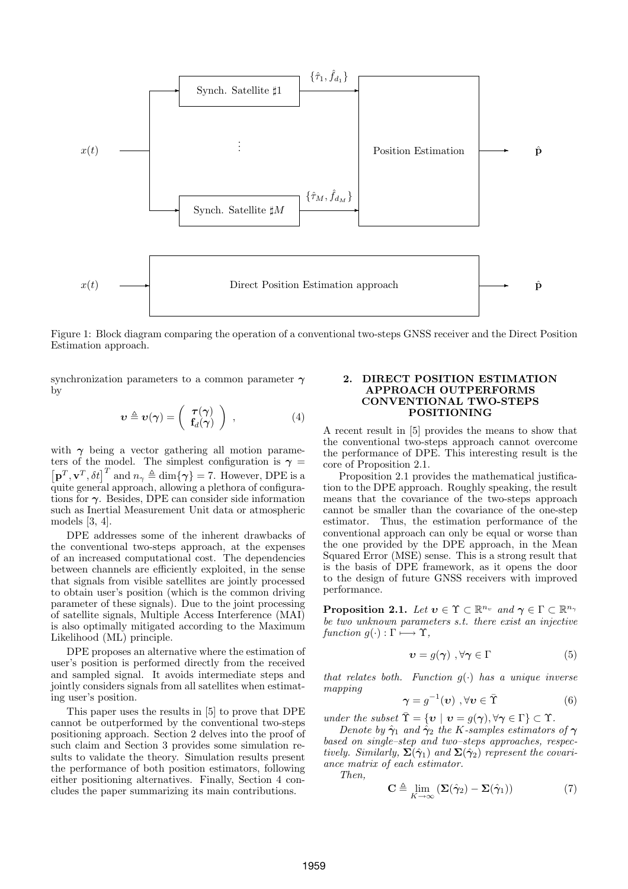Figure 1: Block diagram comparing the operation of a conventional two-steps GNSS receiver and the Direct Position Estimation approach.

synchronization parameters to a common parameter $\boldsymbol{\gamma}$ by

$$\boldsymbol{\upsilon} \triangleq \boldsymbol{\upsilon}(\boldsymbol{\gamma}) = \left( \begin{array}{c} \boldsymbol{\tau}(\boldsymbol{\gamma}) \\ \mathbf{f}_d(\boldsymbol{\gamma}) \end{array} \right) , \tag{4}$$

with $\boldsymbol{\gamma}$ being a vector gathering all motion parameters of the model. The simplest configuration is $\boldsymbol{\gamma} = \left[\mathbf{p}^T, \mathbf{v}^T, \delta t\right]^T$ and $n_\gamma \triangleq \dim\{\boldsymbol{\gamma}\} = 7$. However, DPE is a quite general approach, allowing a plethora of configurations for $\boldsymbol{\gamma}$. Besides, DPE can consider side information such as Inertial Measurement Unit data or atmospheric models [3, 4].

DPE addresses some of the inherent drawbacks of the conventional two-steps approach, at the expenses of an increased computational cost. The dependencies between channels are efficiently exploited, in the sense that signals from visible satellites are jointly processed to obtain user's position (which is the common driving parameter of these signals). Due to the joint processing of satellite signals, Multiple Access Interference (MAI) is also optimally mitigated according to the Maximum Likelihood (ML) principle.

DPE proposes an alternative where the estimation of user's position is performed directly from the received and sampled signal. It avoids intermediate steps and jointly considers signals from all satellites when estimating user's position.

This paper uses the results in [5] to prove that DPE cannot be outperformed by the conventional two-steps positioning approach. Section 2 delves into the proof of such claim and Section 3 provides some simulation results to validate the theory. Simulation results present the performance of both position estimators, following either positioning alternatives. Finally, Section 4 concludes the paper summarizing its main contributions.

## 2. DIRECT POSITION ESTIMATION APPROACH OUTPERFORMS CONVENTIONAL TWO-STEPS POSITIONING

A recent result in [5] provides the means to show that the conventional two-steps approach cannot overcome the performance of DPE. This interesting result is the core of Proposition 2.1.

Proposition 2.1 provides the mathematical justification to the DPE approach. Roughly speaking, the result means that the covariance of the two-steps approach cannot be smaller than the covariance of the one-step estimator. Thus, the estimation performance of the conventional approach can only be equal or worse than the one provided by the DPE approach, in the Mean Squared Error (MSE) sense. This is a strong result that is the basis of DPE framework, as it opens the door to the design of future GNSS receivers with improved performance.

**Proposition 2.1.** *Let $\boldsymbol{\upsilon} \in \Upsilon \subset \mathbb{R}^{n_\upsilon}$ and $\boldsymbol{\gamma} \in \Gamma \subset \mathbb{R}^{n_\gamma}$ be two unknown parameters s.t. there exist an injective function $g(\cdot) : \Gamma \longmapsto \Upsilon$,*

$$\boldsymbol{\upsilon} = g(\boldsymbol{\gamma}) \ , \forall \boldsymbol{\gamma} \in \Gamma \tag{5}$$

*that relates both. Function $g(\cdot)$ has a unique inverse mapping*

$$\boldsymbol{\gamma} = g^{-1}(\boldsymbol{\upsilon}) \ , \forall \boldsymbol{\upsilon} \in \bar{\Upsilon} \tag{6}$$

*under the subset $\bar{\Upsilon} = \{\boldsymbol{\upsilon} \mid \boldsymbol{\upsilon} = g(\boldsymbol{\gamma}), \forall \boldsymbol{\gamma} \in \Gamma\} \subset \Upsilon$.*

*Denote by $\hat{\boldsymbol{\gamma}}_1$ and $\hat{\boldsymbol{\gamma}}_2$ the $K$-samples estimators of $\boldsymbol{\gamma}$ based on single–step and two–steps approaches, respectively. Similarly, $\boldsymbol{\Sigma}(\hat{\boldsymbol{\gamma}}_1)$ and $\boldsymbol{\Sigma}(\hat{\boldsymbol{\gamma}}_2)$ represent the covariance matrix of each estimator.*

*Then,*

$$\mathbf{C} \triangleq \lim_{K \to \infty} \left(\boldsymbol{\Sigma}(\hat{\boldsymbol{\gamma}}_2) - \boldsymbol{\Sigma}(\hat{\boldsymbol{\gamma}}_1)\right) \tag{7}$$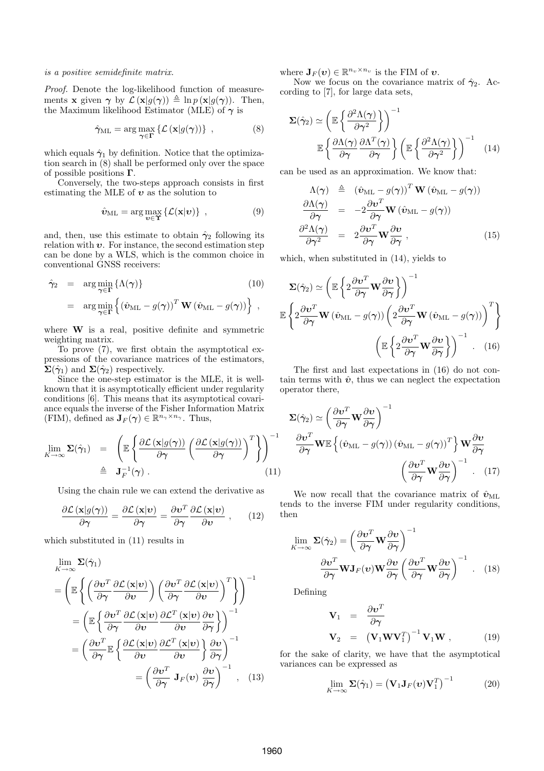*is a positive semidefinite matrix.*

*Proof.* Denote the log-likelihood function of measurements $\mathbf{x}$ given $\boldsymbol{\gamma}$ by $\mathcal{L}(\mathbf{x}|g(\boldsymbol{\gamma})) \triangleq \ln p(\mathbf{x}|g(\boldsymbol{\gamma}))$. Then, the Maximum likelihood Estimator (MLE) of $\boldsymbol{\gamma}$ is

$$\hat{\boldsymbol{\gamma}}_{\mathrm{ML}} = \arg\max_{\boldsymbol{\gamma}\in\boldsymbol{\Gamma}} \left\{\mathcal{L}(\mathbf{x}|g(\boldsymbol{\gamma}))\right\} , \tag{8}$$

which equals $\hat{\boldsymbol{\gamma}}_1$ by definition. Notice that the optimization search in (8) shall be performed only over the space of possible positions $\boldsymbol{\Gamma}$.

Conversely, the two-steps approach consists in first estimating the MLE of $\boldsymbol{\upsilon}$ as the solution to

$$\hat{\boldsymbol{\upsilon}}_{\mathrm{ML}} = \arg\max_{\boldsymbol{\upsilon}\in\boldsymbol{\Upsilon}} \left\{\mathcal{L}(\mathbf{x}|\boldsymbol{\upsilon})\right\} , \tag{9}$$

and, then, use this estimate to obtain $\hat{\boldsymbol{\gamma}}_2$ following its relation with $\boldsymbol{\upsilon}$. For instance, the second estimation step can be done by a WLS, which is the common choice in conventional GNSS receivers:

$$\begin{aligned}
\hat{\boldsymbol{\gamma}}_2 &= \arg\min_{\boldsymbol{\gamma}\in\boldsymbol{\Gamma}} \left\{\Lambda(\boldsymbol{\gamma})\right\} \qquad (10)\\
&= \arg\min_{\boldsymbol{\gamma}\in\boldsymbol{\Gamma}} \left\{ \left(\hat{\boldsymbol{\upsilon}}_{\mathrm{ML}} - g(\boldsymbol{\gamma})\right)^T \mathbf{W} \left(\hat{\boldsymbol{\upsilon}}_{\mathrm{ML}} - g(\boldsymbol{\gamma})\right)\right\} ,
\end{aligned}$$

where $\mathbf{W}$ is a real, positive definite and symmetric weighting matrix.

To prove (7), we first obtain the asymptotical expressions of the covariance matrices of the estimators, $\boldsymbol{\Sigma}(\hat{\boldsymbol{\gamma}}_1)$ and $\boldsymbol{\Sigma}(\hat{\boldsymbol{\gamma}}_2)$ respectively.

Since the one-step estimator is the MLE, it is well-known that it is asymptotically efficient under regularity conditions [6]. This means that its asymptotical covariance equals the inverse of the Fisher Information Matrix (FIM), defined as $\mathbf{J}_F(\boldsymbol{\gamma}) \in \mathbb{R}^{n_\gamma \times n_\gamma}$. Thus,

$$\begin{aligned}
\lim_{K\to\infty} \boldsymbol{\Sigma}(\hat{\boldsymbol{\gamma}}_1) &= \left(\mathbb{E}\left\{\frac{\partial\mathcal{L}(\mathbf{x}|g(\boldsymbol{\gamma}))}{\partial\boldsymbol{\gamma}}\left(\frac{\partial\mathcal{L}(\mathbf{x}|g(\boldsymbol{\gamma}))}{\partial\boldsymbol{\gamma}}\right)^T\right\}\right)^{-1}\\
&\triangleq \mathbf{J}_F^{-1}(\boldsymbol{\gamma}) . \qquad (11)
\end{aligned}$$

Using the chain rule we can extend the derivative as

$$\frac{\partial\mathcal{L}(\mathbf{x}|g(\boldsymbol{\gamma}))}{\partial\boldsymbol{\gamma}} = \frac{\partial\mathcal{L}(\mathbf{x}|\boldsymbol{\upsilon})}{\partial\boldsymbol{\gamma}} = \frac{\partial\boldsymbol{\upsilon}^T}{\partial\boldsymbol{\gamma}}\frac{\partial\mathcal{L}(\mathbf{x}|\boldsymbol{\upsilon})}{\partial\boldsymbol{\upsilon}} , \tag{12}$$

which substituted in (11) results in

$$\begin{aligned}
&\lim_{K\to\infty} \boldsymbol{\Sigma}(\hat{\boldsymbol{\gamma}}_1)\\
&= \left(\mathbb{E}\left\{\left(\frac{\partial\boldsymbol{\upsilon}^T}{\partial\boldsymbol{\gamma}}\frac{\partial\mathcal{L}(\mathbf{x}|\boldsymbol{\upsilon})}{\partial\boldsymbol{\upsilon}}\right)\left(\frac{\partial\boldsymbol{\upsilon}^T}{\partial\boldsymbol{\gamma}}\frac{\partial\mathcal{L}(\mathbf{x}|\boldsymbol{\upsilon})}{\partial\boldsymbol{\upsilon}}\right)^T\right\}\right)^{-1}\\
&= \left(\mathbb{E}\left\{\frac{\partial\boldsymbol{\upsilon}^T}{\partial\boldsymbol{\gamma}}\frac{\partial\mathcal{L}(\mathbf{x}|\boldsymbol{\upsilon})}{\partial\boldsymbol{\upsilon}}\frac{\partial\mathcal{L}^T(\mathbf{x}|\boldsymbol{\upsilon})}{\partial\boldsymbol{\upsilon}}\frac{\partial\boldsymbol{\upsilon}}{\partial\boldsymbol{\gamma}}\right\}\right)^{-1}\\
&= \left(\frac{\partial\boldsymbol{\upsilon}^T}{\partial\boldsymbol{\gamma}}\mathbb{E}\left\{\frac{\partial\mathcal{L}(\mathbf{x}|\boldsymbol{\upsilon})}{\partial\boldsymbol{\upsilon}}\frac{\partial\mathcal{L}^T(\mathbf{x}|\boldsymbol{\upsilon})}{\partial\boldsymbol{\upsilon}}\right\}\frac{\partial\boldsymbol{\upsilon}}{\partial\boldsymbol{\gamma}}\right)^{-1}\\
&= \left(\frac{\partial\boldsymbol{\upsilon}^T}{\partial\boldsymbol{\gamma}}\;\mathbf{J}_F(\boldsymbol{\upsilon})\;\frac{\partial\boldsymbol{\upsilon}}{\partial\boldsymbol{\gamma}}\right)^{-1} , \qquad (13)
\end{aligned}$$

where $\mathbf{J}_F(\boldsymbol{\upsilon}) \in \mathbb{R}^{n_\upsilon \times n_\upsilon}$ is the FIM of $\boldsymbol{\upsilon}$.

Now we focus on the covariance matrix of $\hat{\boldsymbol{\gamma}}_2$. According to [7], for large data sets,

$$\boldsymbol{\Sigma}(\hat{\boldsymbol{\gamma}}_2) \simeq \left(\mathbb{E}\left\{\frac{\partial^2\Lambda(\boldsymbol{\gamma})}{\partial\boldsymbol{\gamma}^2}\right\}\right)^{-1} \mathbb{E}\left\{\frac{\partial\Lambda(\boldsymbol{\gamma})}{\partial\boldsymbol{\gamma}}\frac{\partial\Lambda^T(\boldsymbol{\gamma})}{\partial\boldsymbol{\gamma}}\right\}\left(\mathbb{E}\left\{\frac{\partial^2\Lambda(\boldsymbol{\gamma})}{\partial\boldsymbol{\gamma}^2}\right\}\right)^{-1} \tag{14}$$

can be used as an approximation. We know that:

$$\begin{aligned}
\Lambda(\boldsymbol{\gamma}) &\triangleq \left(\hat{\boldsymbol{\upsilon}}_{\mathrm{ML}} - g(\boldsymbol{\gamma})\right)^T \mathbf{W}\left(\hat{\boldsymbol{\upsilon}}_{\mathrm{ML}} - g(\boldsymbol{\gamma})\right)\\
\frac{\partial\Lambda(\boldsymbol{\gamma})}{\partial\boldsymbol{\gamma}} &= -2\frac{\partial\boldsymbol{\upsilon}^T}{\partial\boldsymbol{\gamma}}\mathbf{W}\left(\hat{\boldsymbol{\upsilon}}_{\mathrm{ML}} - g(\boldsymbol{\gamma})\right)\\
\frac{\partial^2\Lambda(\boldsymbol{\gamma})}{\partial\boldsymbol{\gamma}^2} &= 2\frac{\partial\boldsymbol{\upsilon}^T}{\partial\boldsymbol{\gamma}}\mathbf{W}\frac{\partial\boldsymbol{\upsilon}}{\partial\boldsymbol{\gamma}} , \qquad (15)
\end{aligned}$$

which, when substituted in (14), yields to

$$\begin{aligned}
\boldsymbol{\Sigma}(\hat{\boldsymbol{\gamma}}_2) \simeq& \left(\mathbb{E}\left\{2\frac{\partial\boldsymbol{\upsilon}^T}{\partial\boldsymbol{\gamma}}\mathbf{W}\frac{\partial\boldsymbol{\upsilon}}{\partial\boldsymbol{\gamma}}\right\}\right)^{-1}\\
&\mathbb{E}\left\{2\frac{\partial\boldsymbol{\upsilon}^T}{\partial\boldsymbol{\gamma}}\mathbf{W}\left(\hat{\boldsymbol{\upsilon}}_{\mathrm{ML}} - g(\boldsymbol{\gamma})\right)\left(2\frac{\partial\boldsymbol{\upsilon}^T}{\partial\boldsymbol{\gamma}}\mathbf{W}\left(\hat{\boldsymbol{\upsilon}}_{\mathrm{ML}} - g(\boldsymbol{\gamma})\right)\right)^T\right\}\\
&\left(\mathbb{E}\left\{2\frac{\partial\boldsymbol{\upsilon}^T}{\partial\boldsymbol{\gamma}}\mathbf{W}\frac{\partial\boldsymbol{\upsilon}}{\partial\boldsymbol{\gamma}}\right\}\right)^{-1} . \qquad (16)
\end{aligned}$$

The first and last expectations in (16) do not contain terms with $\hat{\boldsymbol{\upsilon}}$, thus we can neglect the expectation operator there,

$$\begin{aligned}
\boldsymbol{\Sigma}(\hat{\boldsymbol{\gamma}}_2) \simeq& \left(\frac{\partial\boldsymbol{\upsilon}^T}{\partial\boldsymbol{\gamma}}\mathbf{W}\frac{\partial\boldsymbol{\upsilon}}{\partial\boldsymbol{\gamma}}\right)^{-1}\\
&\frac{\partial\boldsymbol{\upsilon}^T}{\partial\boldsymbol{\gamma}}\mathbf{W}\mathbb{E}\left\{\left(\hat{\boldsymbol{\upsilon}}_{\mathrm{ML}} - g(\boldsymbol{\gamma})\right)\left(\hat{\boldsymbol{\upsilon}}_{\mathrm{ML}} - g(\boldsymbol{\gamma})\right)^T\right\}\mathbf{W}\frac{\partial\boldsymbol{\upsilon}}{\partial\boldsymbol{\gamma}}\\
&\left(\frac{\partial\boldsymbol{\upsilon}^T}{\partial\boldsymbol{\gamma}}\mathbf{W}\frac{\partial\boldsymbol{\upsilon}}{\partial\boldsymbol{\gamma}}\right)^{-1} . \qquad (17)
\end{aligned}$$

We now recall that the covariance matrix of $\hat{\boldsymbol{\upsilon}}_{\mathrm{ML}}$ tends to the inverse FIM under regularity conditions, then

$$\lim_{K\to\infty} \boldsymbol{\Sigma}(\hat{\boldsymbol{\gamma}}_2) = \left(\frac{\partial\boldsymbol{\upsilon}^T}{\partial\boldsymbol{\gamma}}\mathbf{W}\frac{\partial\boldsymbol{\upsilon}}{\partial\boldsymbol{\gamma}}\right)^{-1} \frac{\partial\boldsymbol{\upsilon}^T}{\partial\boldsymbol{\gamma}}\mathbf{W}\mathbf{J}_F(\boldsymbol{\upsilon})\mathbf{W}\frac{\partial\boldsymbol{\upsilon}}{\partial\boldsymbol{\gamma}}\left(\frac{\partial\boldsymbol{\upsilon}^T}{\partial\boldsymbol{\gamma}}\mathbf{W}\frac{\partial\boldsymbol{\upsilon}}{\partial\boldsymbol{\gamma}}\right)^{-1} . \tag{18}$$

Defining

$$\begin{aligned}
\mathbf{V}_1 &= \frac{\partial\boldsymbol{\upsilon}^T}{\partial\boldsymbol{\gamma}}\\
\mathbf{V}_2 &= \left(\mathbf{V}_1\mathbf{W}\mathbf{V}_1^T\right)^{-1}\mathbf{V}_1\mathbf{W} , \qquad (19)
\end{aligned}$$

for the sake of clarity, we have that the asymptotical variances can be expressed as

$$\lim_{K\to\infty} \boldsymbol{\Sigma}(\hat{\boldsymbol{\gamma}}_1) = \left(\mathbf{V}_1\mathbf{J}_F(\boldsymbol{\upsilon})\mathbf{V}_1^T\right)^{-1} \tag{20}$$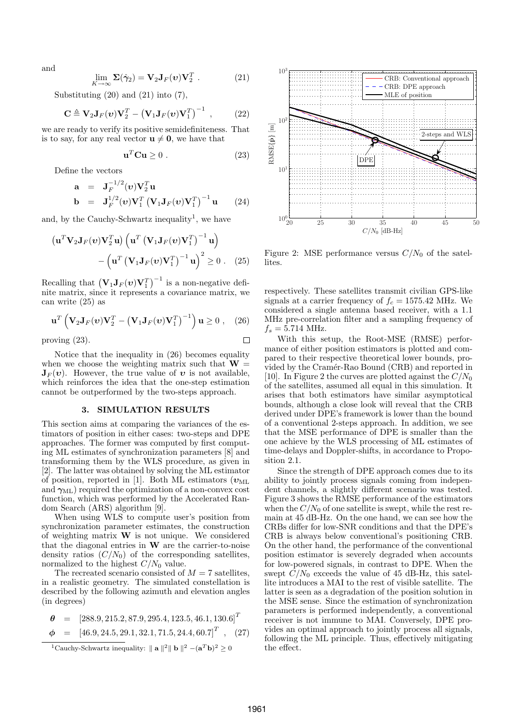and

$$\lim_{K\to\infty} \mathbf{\Sigma}(\hat{\gamma}_2) = \mathbf{V}_2 \mathbf{J}_F(\boldsymbol{\upsilon}) \mathbf{V}_2^T \ . \tag{21}$$

Substituting (20) and (21) into (7),

$$\mathbf{C} \triangleq \mathbf{V}_2 \mathbf{J}_F(\boldsymbol{\upsilon}) \mathbf{V}_2^T - \left(\mathbf{V}_1 \mathbf{J}_F(\boldsymbol{\upsilon}) \mathbf{V}_1^T\right)^{-1} \ , \tag{22}$$

we are ready to verify its positive semidefiniteness. That is to say, for any real vector $\mathbf{u} \neq \mathbf{0}$, we have that

$$\mathbf{u}^T \mathbf{C} \mathbf{u} \geq 0 \ . \tag{23}$$

Define the vectors

$$\begin{aligned} \mathbf{a} &= \mathbf{J}_F^{-1/2}(\boldsymbol{\upsilon}) \mathbf{V}_2^T \mathbf{u} \\ \mathbf{b} &= \mathbf{J}_F^{1/2}(\boldsymbol{\upsilon}) \mathbf{V}_1^T \left(\mathbf{V}_1 \mathbf{J}_F(\boldsymbol{\upsilon}) \mathbf{V}_1^T\right)^{-1} \mathbf{u} \end{aligned} \tag{24}$$

and, by the Cauchy-Schwartz inequality[1], we have

$$\left(\mathbf{u}^T \mathbf{V}_2 \mathbf{J}_F(\boldsymbol{\upsilon}) \mathbf{V}_2^T \mathbf{u}\right) \left(\mathbf{u}^T \left(\mathbf{V}_1 \mathbf{J}_F(\boldsymbol{\upsilon}) \mathbf{V}_1^T\right)^{-1} \mathbf{u}\right) - \left(\mathbf{u}^T \left(\mathbf{V}_1 \mathbf{J}_F(\boldsymbol{\upsilon}) \mathbf{V}_1^T\right)^{-1} \mathbf{u}\right)^2 \geq 0 \ . \tag{25}$$

Recalling that $\left(\mathbf{V}_1 \mathbf{J}_F(\boldsymbol{\upsilon}) \mathbf{V}_1^T\right)^{-1}$ is a non-negative definite matrix, since it represents a covariance matrix, we can write (25) as

$$\mathbf{u}^T \left(\mathbf{V}_2 \mathbf{J}_F(\boldsymbol{\upsilon}) \mathbf{V}_2^T - \left(\mathbf{V}_1 \mathbf{J}_F(\boldsymbol{\upsilon}) \mathbf{V}_1^T\right)^{-1}\right) \mathbf{u} \geq 0 \ , \tag{26}$$

proving (23). □

Notice that the inequality in (26) becomes equality when we choose the weighting matrix such that $\mathbf{W} = \mathbf{J}_F(\boldsymbol{\upsilon})$. However, the true value of $\boldsymbol{\upsilon}$ is not available, which reinforces the idea that the one-step estimation cannot be outperformed by the two-steps approach.

## 3. SIMULATION RESULTS

This section aims at comparing the variances of the estimators of position in either cases: two-steps and DPE approaches. The former was computed by first computing ML estimates of synchronization parameters [8] and transforming them by the WLS procedure, as given in [2]. The latter was obtained by solving the ML estimator of position, reported in [1]. Both ML estimators ($\boldsymbol{\upsilon}_{\text{ML}}$ and $\boldsymbol{\gamma}_{\text{ML}}$) required the optimization of a non-convex cost function, which was performed by the Accelerated Random Search (ARS) algorithm [9].

When using WLS to compute user's position from synchronization parameter estimates, the construction of weighting matrix $\mathbf{W}$ is not unique. We considered that the diagonal entries in $\mathbf{W}$ are the carrier-to-noise density ratios ($C/N_0$) of the corresponding satellites, normalized to the highest $C/N_0$ value.

The recreated scenario consisted of $M = 7$ satellites, in a realistic geometry. The simulated constellation is described by the following azimuth and elevation angles (in degrees)

$$\begin{aligned} \boldsymbol{\theta} &= [288.9, 215.2, 87.9, 295.4, 123.5, 46.1, 130.6]^T \\ \boldsymbol{\phi} &= [46.9, 24.5, 29.1, 32.1, 71.5, 24.4, 60.7]^T \ , \end{aligned} \tag{27}$$

[1] Cauchy-Schwartz inequality: $\| \mathbf{a} \|^2 \| \mathbf{b} \|^2 - (\mathbf{a}^T \mathbf{b})^2 \geq 0$

Figure 2: MSE performance versus $C/N_0$ of the satellites.

respectively. These satellites transmit civilian GPS-like signals at a carrier frequency of $f_c = 1575.42$ MHz. We considered a single antenna based receiver, with a 1.1 MHz pre-correlation filter and a sampling frequency of $f_s = 5.714$ MHz.

With this setup, the Root-MSE (RMSE) performance of either position estimators is plotted and compared to their respective theoretical lower bounds, provided by the Cramér-Rao Bound (CRB) and reported in [10]. In Figure 2 the curves are plotted against the $C/N_0$ of the satellites, assumed all equal in this simulation. It arises that both estimators have similar asymptotical bounds, although a close look will reveal that the CRB derived under DPE's framework is lower than the bound of a conventional 2-steps approach. In addition, we see that the MSE performance of DPE is smaller than the one achieve by the WLS processing of ML estimates of time-delays and Doppler-shifts, in accordance to Proposition 2.1.

Since the strength of DPE approach comes due to its ability to jointly process signals coming from independent channels, a slightly different scenario was tested. Figure 3 shows the RMSE performance of the estimators when the $C/N_0$ of one satellite is swept, while the rest remain at 45 dB-Hz. On the one hand, we can see how the CRBs differ for low-SNR conditions and that the DPE's CRB is always below conventional's positioning CRB. On the other hand, the performance of the conventional position estimator is severely degraded when accounts for low-powered signals, in contrast to DPE. When the swept $C/N_0$ exceeds the value of 45 dB-Hz, this satellite introduces a MAI to the rest of visible satellite. The latter is seen as a degradation of the position solution in the MSE sense. Since the estimation of synchronization parameters is performed independently, a conventional receiver is not immune to MAI. Conversely, DPE provides an optimal approach to jointly process all signals, following the ML principle. Thus, effectively mitigating the effect.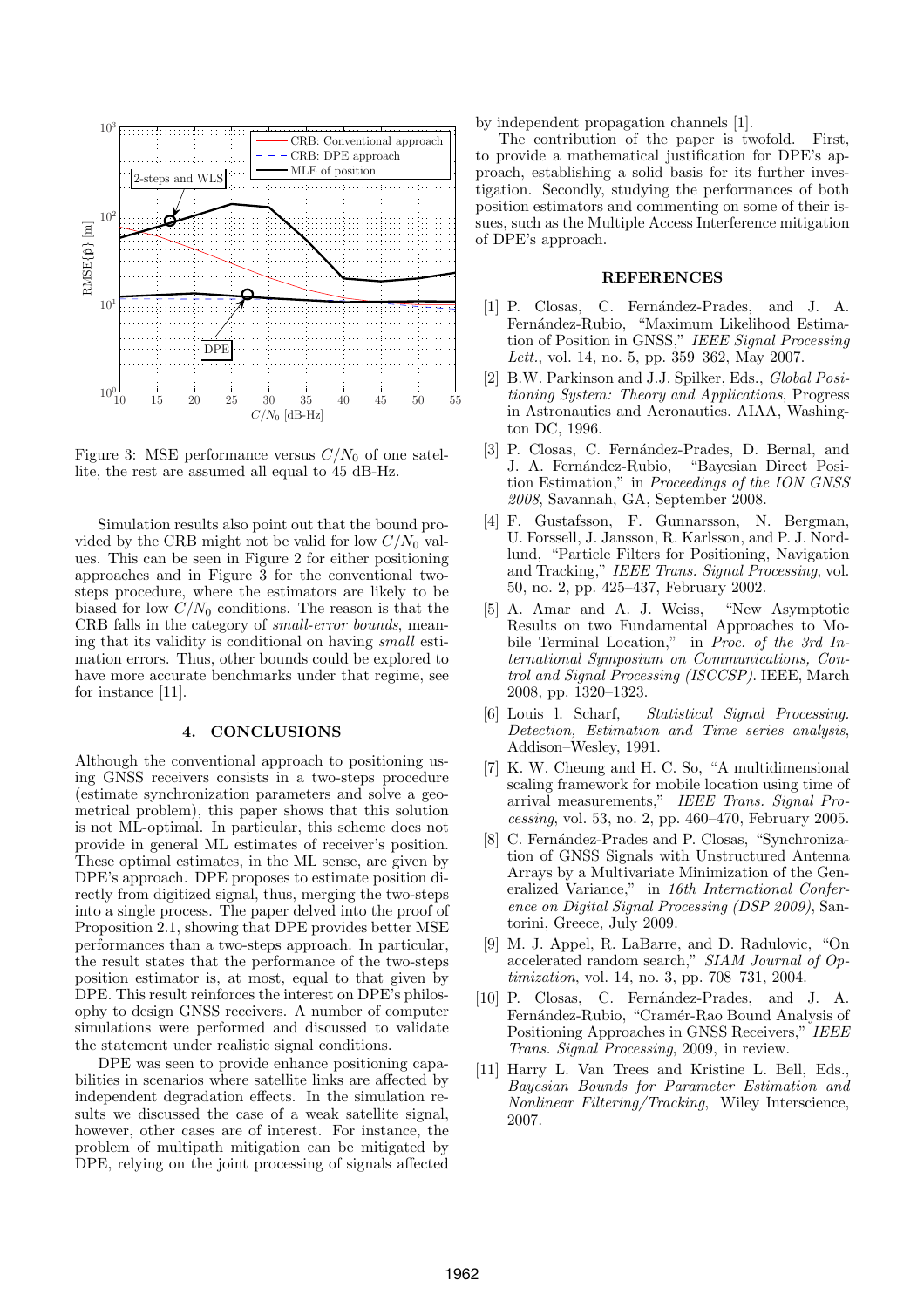$10^3$
$10^2$
$10^1$
$10^0$
RMSE{$\hat{\mathbf{p}}$} [m]
10 15 20 25 30 35 40 45 50 55
$C/N_0$ [dB-Hz]
CRB: Conventional approach
CRB: DPE approach
MLE of position
2-steps and WLS
DPE

Figure 3: MSE performance versus $C/N_0$ of one satellite, the rest are assumed all equal to 45 dB-Hz.

Simulation results also point out that the bound provided by the CRB might not be valid for low $C/N_0$ values. This can be seen in Figure 2 for either positioning approaches and in Figure 3 for the conventional two-steps procedure, where the estimators are likely to be biased for low $C/N_0$ conditions. The reason is that the CRB falls in the category of *small-error bounds*, meaning that its validity is conditional on having *small* estimation errors. Thus, other bounds could be explored to have more accurate benchmarks under that regime, see for instance [11].

## 4. CONCLUSIONS

Although the conventional approach to positioning using GNSS receivers consists in a two-steps procedure (estimate synchronization parameters and solve a geometrical problem), this paper shows that this solution is not ML-optimal. In particular, this scheme does not provide in general ML estimates of receiver's position. These optimal estimates, in the ML sense, are given by DPE's approach. DPE proposes to estimate position directly from digitized signal, thus, merging the two-steps into a single process. The paper delved into the proof of Proposition 2.1, showing that DPE provides better MSE performances than a two-steps approach. In particular, the result states that the performance of the two-steps position estimator is, at most, equal to that given by DPE. This result reinforces the interest on DPE's philosophy to design GNSS receivers. A number of computer simulations were performed and discussed to validate the statement under realistic signal conditions.

DPE was seen to provide enhance positioning capabilities in scenarios where satellite links are affected by independent degradation effects. In the simulation results we discussed the case of a weak satellite signal, however, other cases are of interest. For instance, the problem of multipath mitigation can be mitigated by DPE, relying on the joint processing of signals affected by independent propagation channels [1].

The contribution of the paper is twofold. First, to provide a mathematical justification for DPE's approach, establishing a solid basis for its further investigation. Secondly, studying the performances of both position estimators and commenting on some of their issues, such as the Multiple Access Interference mitigation of DPE's approach.

## REFERENCES

[1] P. Closas, C. Fernández-Prades, and J. A. Fernández-Rubio, "Maximum Likelihood Estimation of Position in GNSS," *IEEE Signal Processing Lett.*, vol. 14, no. 5, pp. 359–362, May 2007.

[2] B.W. Parkinson and J.J. Spilker, Eds., *Global Positioning System: Theory and Applications*, Progress in Astronautics and Aeronautics. AIAA, Washington DC, 1996.

[3] P. Closas, C. Fernández-Prades, D. Bernal, and J. A. Fernández-Rubio, "Bayesian Direct Position Estimation," in *Proceedings of the ION GNSS 2008*, Savannah, GA, September 2008.

[4] F. Gustafsson, F. Gunnarsson, N. Bergman, U. Forssell, J. Jansson, R. Karlsson, and P. J. Nordlund, "Particle Filters for Positioning, Navigation and Tracking," *IEEE Trans. Signal Processing*, vol. 50, no. 2, pp. 425–437, February 2002.

[5] A. Amar and A. J. Weiss, "New Asymptotic Results on two Fundamental Approaches to Mobile Terminal Location," in *Proc. of the 3rd International Symposium on Communications, Control and Signal Processing (ISCCSP)*. IEEE, March 2008, pp. 1320–1323.

[6] Louis l. Scharf, *Statistical Signal Processing. Detection, Estimation and Time series analysis*, Addison–Wesley, 1991.

[7] K. W. Cheung and H. C. So, "A multidimensional scaling framework for mobile location using time of arrival measurements," *IEEE Trans. Signal Processing*, vol. 53, no. 2, pp. 460–470, February 2005.

[8] C. Fernández-Prades and P. Closas, "Synchronization of GNSS Signals with Unstructured Antenna Arrays by a Multivariate Minimization of the Generalized Variance," in *16th International Conference on Digital Signal Processing (DSP 2009)*, Santorini, Greece, July 2009.

[9] M. J. Appel, R. LaBarre, and D. Radulovic, "On accelerated random search," *SIAM Journal of Optimization*, vol. 14, no. 3, pp. 708–731, 2004.

[10] P. Closas, C. Fernández-Prades, and J. A. Fernández-Rubio, "Cramér-Rao Bound Analysis of Positioning Approaches in GNSS Receivers," *IEEE Trans. Signal Processing*, 2009, in review.

[11] Harry L. Van Trees and Kristine L. Bell, Eds., *Bayesian Bounds for Parameter Estimation and Nonlinear Filtering/Tracking*, Wiley Interscience, 2007.